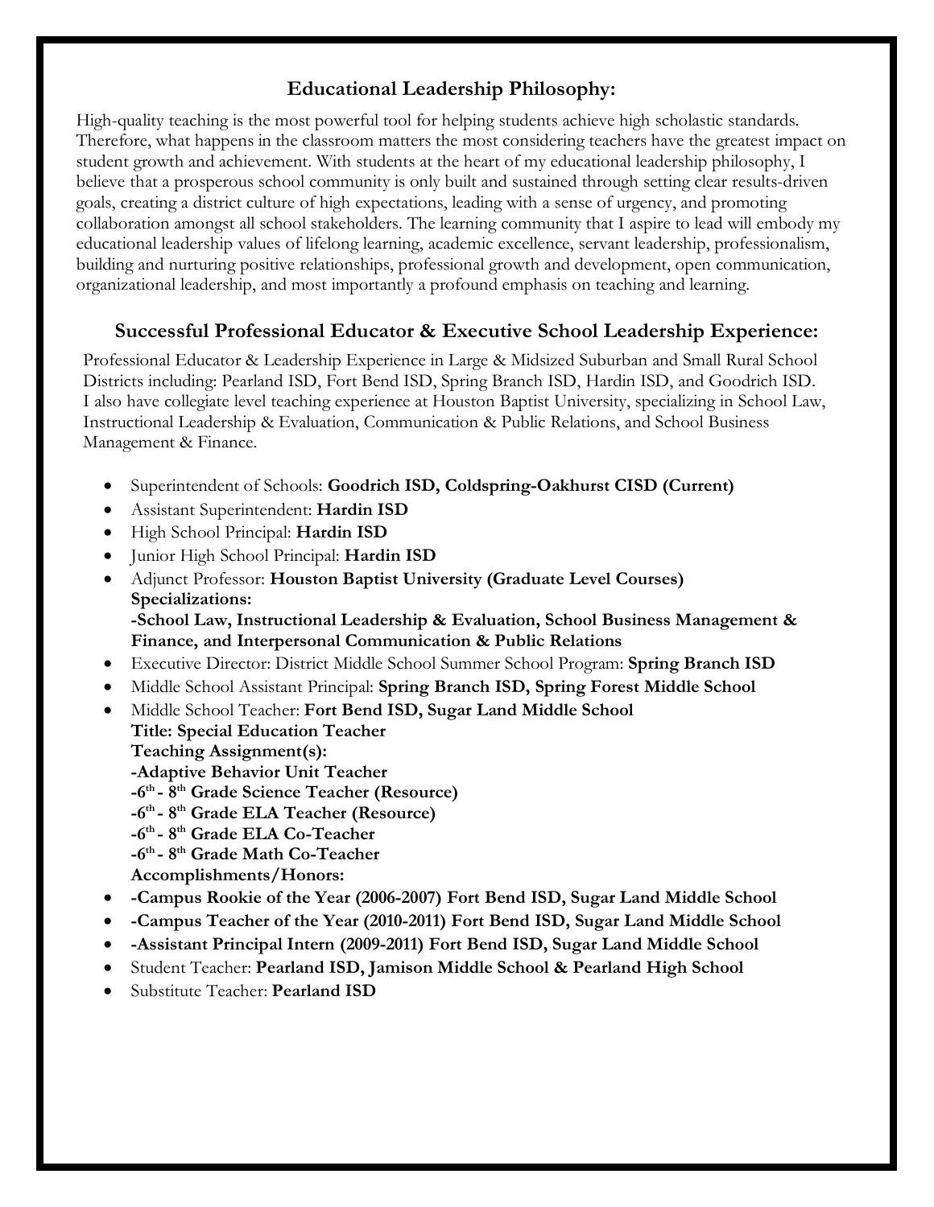## Educational Leadership Philosophy:

High-quality teaching is the most powerful tool for helping students achieve high scholastic standards. Therefore, what happens in the classroom matters the most considering teachers have the greatest impact on student growth and achievement. With students at the heart of my educational leadership philosophy, I believe that a prosperous school community is only built and sustained through setting clear results-driven goals, creating a district culture of high expectations, leading with a sense of urgency, and promoting collaboration amongst all school stakeholders. The learning community that I aspire to lead will embody my educational leadership values of lifelong learning, academic excellence, servant leadership, professionalism, building and nurturing positive relationships, professional growth and development, open communication, organizational leadership, and most importantly a profound emphasis on teaching and learning.

## Successful Professional Educator & Executive School Leadership Experience:

Professional Educator & Leadership Experience in Large & Midsized Suburban and Small Rural School Districts including: Pearland ISD, Fort Bend ISD, Spring Branch ISD, Hardin ISD, and Goodrich ISD. I also have collegiate level teaching experience at Houston Baptist University, specializing in School Law, Instructional Leadership & Evaluation, Communication & Public Relations, and School Business Management & Finance.

- Superintendent of Schools: **Goodrich ISD, Coldspring-Oakhurst CISD (Current)**
- Assistant Superintendent: **Hardin ISD**
- High School Principal: **Hardin ISD**
- Junior High School Principal: **Hardin ISD**
- Adjunct Professor: **Houston Baptist University (Graduate Level Courses)**
  **Specializations:**
  **-School Law, Instructional Leadership & Evaluation, School Business Management & Finance, and Interpersonal Communication & Public Relations**
- Executive Director: District Middle School Summer School Program: **Spring Branch ISD**
- Middle School Assistant Principal: **Spring Branch ISD, Spring Forest Middle School**
- Middle School Teacher: **Fort Bend ISD, Sugar Land Middle School**
  **Title: Special Education Teacher**
  **Teaching Assignment(s):**
  **-Adaptive Behavior Unit Teacher**
  **-6th - 8th Grade Science Teacher (Resource)**
  **-6th - 8th Grade ELA Teacher (Resource)**
  **-6th - 8th Grade ELA Co-Teacher**
  **-6th - 8th Grade Math Co-Teacher**
  **Accomplishments/Honors:**
- **-Campus Rookie of the Year (2006-2007) Fort Bend ISD, Sugar Land Middle School**
- **-Campus Teacher of the Year (2010-2011) Fort Bend ISD, Sugar Land Middle School**
- **-Assistant Principal Intern (2009-2011) Fort Bend ISD, Sugar Land Middle School**
- Student Teacher: **Pearland ISD, Jamison Middle School & Pearland High School**
- Substitute Teacher: **Pearland ISD**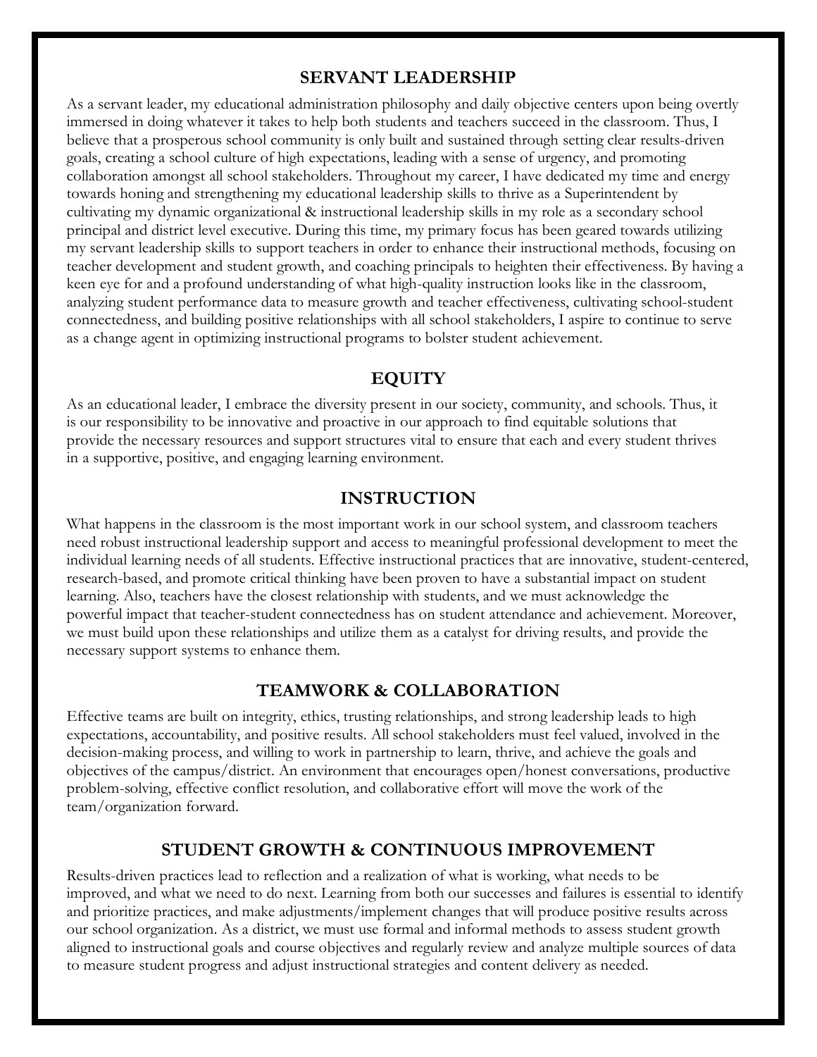## SERVANT LEADERSHIP

As a servant leader, my educational administration philosophy and daily objective centers upon being overtly immersed in doing whatever it takes to help both students and teachers succeed in the classroom. Thus, I believe that a prosperous school community is only built and sustained through setting clear results-driven goals, creating a school culture of high expectations, leading with a sense of urgency, and promoting collaboration amongst all school stakeholders. Throughout my career, I have dedicated my time and energy towards honing and strengthening my educational leadership skills to thrive as a Superintendent by cultivating my dynamic organizational & instructional leadership skills in my role as a secondary school principal and district level executive. During this time, my primary focus has been geared towards utilizing my servant leadership skills to support teachers in order to enhance their instructional methods, focusing on teacher development and student growth, and coaching principals to heighten their effectiveness. By having a keen eye for and a profound understanding of what high-quality instruction looks like in the classroom, analyzing student performance data to measure growth and teacher effectiveness, cultivating school-student connectedness, and building positive relationships with all school stakeholders, I aspire to continue to serve as a change agent in optimizing instructional programs to bolster student achievement.

## EQUITY

As an educational leader, I embrace the diversity present in our society, community, and schools. Thus, it is our responsibility to be innovative and proactive in our approach to find equitable solutions that provide the necessary resources and support structures vital to ensure that each and every student thrives in a supportive, positive, and engaging learning environment.

## INSTRUCTION

What happens in the classroom is the most important work in our school system, and classroom teachers need robust instructional leadership support and access to meaningful professional development to meet the individual learning needs of all students. Effective instructional practices that are innovative, student-centered, research-based, and promote critical thinking have been proven to have a substantial impact on student learning. Also, teachers have the closest relationship with students, and we must acknowledge the powerful impact that teacher-student connectedness has on student attendance and achievement. Moreover, we must build upon these relationships and utilize them as a catalyst for driving results, and provide the necessary support systems to enhance them.

## TEAMWORK & COLLABORATION

Effective teams are built on integrity, ethics, trusting relationships, and strong leadership leads to high expectations, accountability, and positive results. All school stakeholders must feel valued, involved in the decision-making process, and willing to work in partnership to learn, thrive, and achieve the goals and objectives of the campus/district. An environment that encourages open/honest conversations, productive problem-solving, effective conflict resolution, and collaborative effort will move the work of the team/organization forward.

## STUDENT GROWTH & CONTINUOUS IMPROVEMENT

Results-driven practices lead to reflection and a realization of what is working, what needs to be improved, and what we need to do next. Learning from both our successes and failures is essential to identify and prioritize practices, and make adjustments/implement changes that will produce positive results across our school organization. As a district, we must use formal and informal methods to assess student growth aligned to instructional goals and course objectives and regularly review and analyze multiple sources of data to measure student progress and adjust instructional strategies and content delivery as needed.